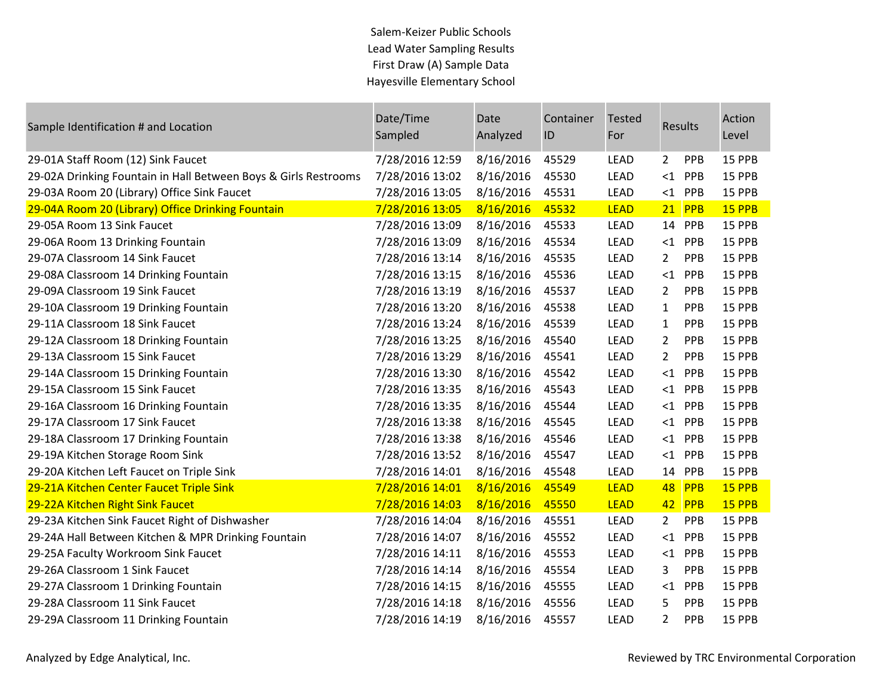Salem-Keizer Public Schools
Lead Water Sampling Results
First Draw (A) Sample Data
Hayesville Elementary School

| Sample Identification # and Location | Date/Time Sampled | Date Analyzed | Container ID | Tested For | Results | | Action Level |
|---|---|---|---|---|---|---|---|
| 29-01A Staff Room (12) Sink Faucet | 7/28/2016 12:59 | 8/16/2016 | 45529 | LEAD | 2 | PPB | 15 PPB |
| 29-02A Drinking Fountain in Hall Between Boys & Girls Restrooms | 7/28/2016 13:02 | 8/16/2016 | 45530 | LEAD | <1 | PPB | 15 PPB |
| 29-03A Room 20 (Library) Office Sink Faucet | 7/28/2016 13:05 | 8/16/2016 | 45531 | LEAD | <1 | PPB | 15 PPB |
| 29-04A Room 20 (Library) Office Drinking Fountain | 7/28/2016 13:05 | 8/16/2016 | 45532 | LEAD | 21 | PPB | 15 PPB |
| 29-05A Room 13 Sink Faucet | 7/28/2016 13:09 | 8/16/2016 | 45533 | LEAD | 14 | PPB | 15 PPB |
| 29-06A Room 13 Drinking Fountain | 7/28/2016 13:09 | 8/16/2016 | 45534 | LEAD | <1 | PPB | 15 PPB |
| 29-07A Classroom 14 Sink Faucet | 7/28/2016 13:14 | 8/16/2016 | 45535 | LEAD | 2 | PPB | 15 PPB |
| 29-08A Classroom 14 Drinking Fountain | 7/28/2016 13:15 | 8/16/2016 | 45536 | LEAD | <1 | PPB | 15 PPB |
| 29-09A Classroom 19 Sink Faucet | 7/28/2016 13:19 | 8/16/2016 | 45537 | LEAD | 2 | PPB | 15 PPB |
| 29-10A Classroom 19 Drinking Fountain | 7/28/2016 13:20 | 8/16/2016 | 45538 | LEAD | 1 | PPB | 15 PPB |
| 29-11A Classroom 18 Sink Faucet | 7/28/2016 13:24 | 8/16/2016 | 45539 | LEAD | 1 | PPB | 15 PPB |
| 29-12A Classroom 18 Drinking Fountain | 7/28/2016 13:25 | 8/16/2016 | 45540 | LEAD | 2 | PPB | 15 PPB |
| 29-13A Classroom 15 Sink Faucet | 7/28/2016 13:29 | 8/16/2016 | 45541 | LEAD | 2 | PPB | 15 PPB |
| 29-14A Classroom 15 Drinking Fountain | 7/28/2016 13:30 | 8/16/2016 | 45542 | LEAD | <1 | PPB | 15 PPB |
| 29-15A Classroom 15 Sink Faucet | 7/28/2016 13:35 | 8/16/2016 | 45543 | LEAD | <1 | PPB | 15 PPB |
| 29-16A Classroom 16 Drinking Fountain | 7/28/2016 13:35 | 8/16/2016 | 45544 | LEAD | <1 | PPB | 15 PPB |
| 29-17A Classroom 17 Sink Faucet | 7/28/2016 13:38 | 8/16/2016 | 45545 | LEAD | <1 | PPB | 15 PPB |
| 29-18A Classroom 17 Drinking Fountain | 7/28/2016 13:38 | 8/16/2016 | 45546 | LEAD | <1 | PPB | 15 PPB |
| 29-19A Kitchen Storage Room Sink | 7/28/2016 13:52 | 8/16/2016 | 45547 | LEAD | <1 | PPB | 15 PPB |
| 29-20A Kitchen Left Faucet on Triple Sink | 7/28/2016 14:01 | 8/16/2016 | 45548 | LEAD | 14 | PPB | 15 PPB |
| 29-21A Kitchen Center Faucet Triple Sink | 7/28/2016 14:01 | 8/16/2016 | 45549 | LEAD | 48 | PPB | 15 PPB |
| 29-22A Kitchen Right Sink Faucet | 7/28/2016 14:03 | 8/16/2016 | 45550 | LEAD | 42 | PPB | 15 PPB |
| 29-23A Kitchen Sink Faucet Right of Dishwasher | 7/28/2016 14:04 | 8/16/2016 | 45551 | LEAD | 2 | PPB | 15 PPB |
| 29-24A Hall Between Kitchen & MPR Drinking Fountain | 7/28/2016 14:07 | 8/16/2016 | 45552 | LEAD | <1 | PPB | 15 PPB |
| 29-25A Faculty Workroom Sink Faucet | 7/28/2016 14:11 | 8/16/2016 | 45553 | LEAD | <1 | PPB | 15 PPB |
| 29-26A Classroom 1 Sink Faucet | 7/28/2016 14:14 | 8/16/2016 | 45554 | LEAD | 3 | PPB | 15 PPB |
| 29-27A Classroom 1 Drinking Fountain | 7/28/2016 14:15 | 8/16/2016 | 45555 | LEAD | <1 | PPB | 15 PPB |
| 29-28A Classroom 11 Sink Faucet | 7/28/2016 14:18 | 8/16/2016 | 45556 | LEAD | 5 | PPB | 15 PPB |
| 29-29A Classroom 11 Drinking Fountain | 7/28/2016 14:19 | 8/16/2016 | 45557 | LEAD | 2 | PPB | 15 PPB |

Analyzed by Edge Analytical, Inc.

Reviewed by TRC Environmental Corporation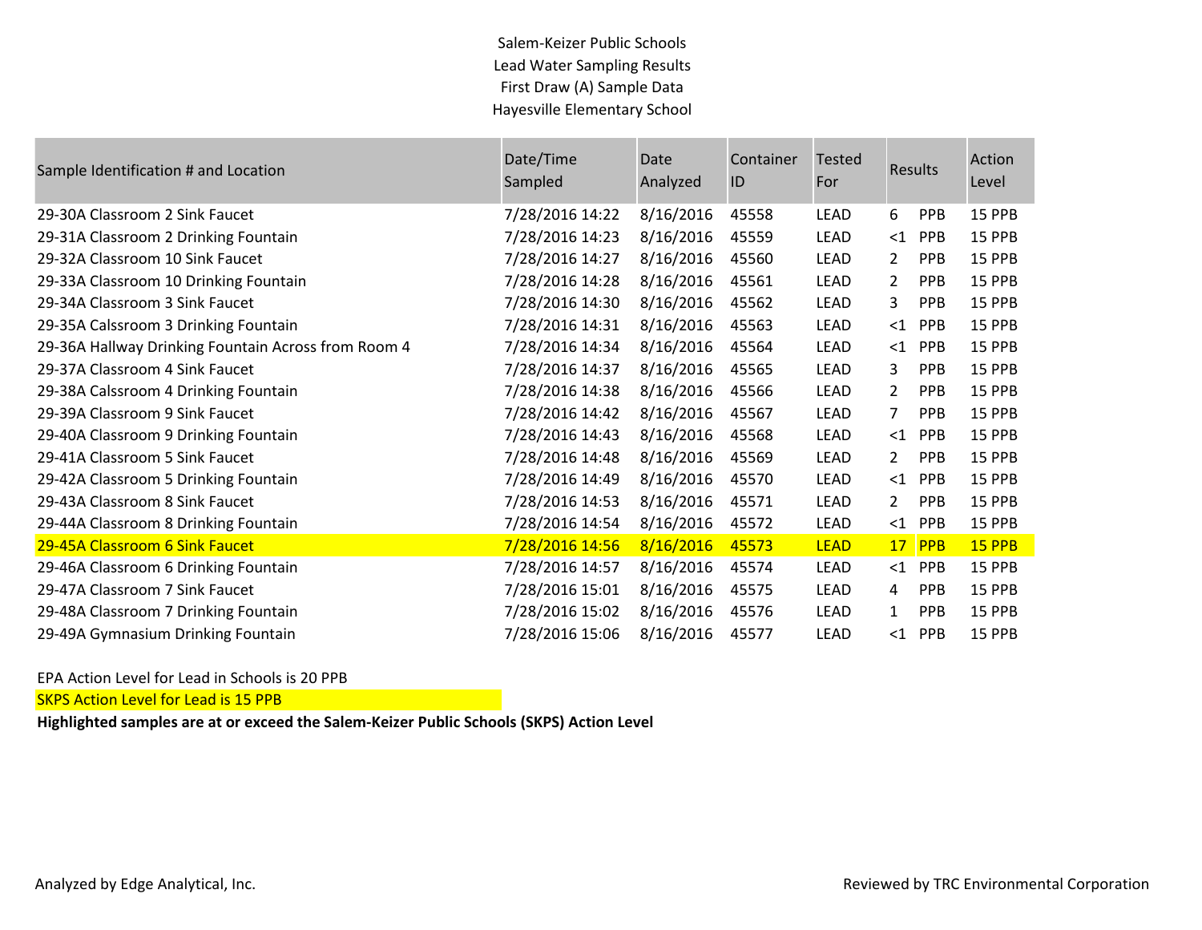Salem-Keizer Public Schools
Lead Water Sampling Results
First Draw (A) Sample Data
Hayesville Elementary School

| Sample Identification # and Location | Date/Time Sampled | Date Analyzed | Container ID | Tested For | Results | | Action Level |
|---|---|---|---|---|---|---|---|
| 29-30A Classroom 2 Sink Faucet | 7/28/2016 14:22 | 8/16/2016 | 45558 | LEAD | 6 | PPB | 15 PPB |
| 29-31A Classroom 2 Drinking Fountain | 7/28/2016 14:23 | 8/16/2016 | 45559 | LEAD | <1 | PPB | 15 PPB |
| 29-32A Classroom 10 Sink Faucet | 7/28/2016 14:27 | 8/16/2016 | 45560 | LEAD | 2 | PPB | 15 PPB |
| 29-33A Classroom 10 Drinking Fountain | 7/28/2016 14:28 | 8/16/2016 | 45561 | LEAD | 2 | PPB | 15 PPB |
| 29-34A Classroom 3 Sink Faucet | 7/28/2016 14:30 | 8/16/2016 | 45562 | LEAD | 3 | PPB | 15 PPB |
| 29-35A Calssroom 3 Drinking Fountain | 7/28/2016 14:31 | 8/16/2016 | 45563 | LEAD | <1 | PPB | 15 PPB |
| 29-36A Hallway Drinking Fountain Across from Room 4 | 7/28/2016 14:34 | 8/16/2016 | 45564 | LEAD | <1 | PPB | 15 PPB |
| 29-37A Classroom 4 Sink Faucet | 7/28/2016 14:37 | 8/16/2016 | 45565 | LEAD | 3 | PPB | 15 PPB |
| 29-38A Calsslroom 4 Drinking Fountain | 7/28/2016 14:38 | 8/16/2016 | 45566 | LEAD | 2 | PPB | 15 PPB |
| 29-39A Classroom 9 Sink Faucet | 7/28/2016 14:42 | 8/16/2016 | 45567 | LEAD | 7 | PPB | 15 PPB |
| 29-40A Classroom 9 Drinking Fountain | 7/28/2016 14:43 | 8/16/2016 | 45568 | LEAD | <1 | PPB | 15 PPB |
| 29-41A Classroom 5 Sink Faucet | 7/28/2016 14:48 | 8/16/2016 | 45569 | LEAD | 2 | PPB | 15 PPB |
| 29-42A Classroom 5 Drinking Fountain | 7/28/2016 14:49 | 8/16/2016 | 45570 | LEAD | <1 | PPB | 15 PPB |
| 29-43A Classroom 8 Sink Faucet | 7/28/2016 14:53 | 8/16/2016 | 45571 | LEAD | 2 | PPB | 15 PPB |
| 29-44A Classroom 8 Drinking Fountain | 7/28/2016 14:54 | 8/16/2016 | 45572 | LEAD | <1 | PPB | 15 PPB |
| 29-45A Classroom 6 Sink Faucet | 7/28/2016 14:56 | 8/16/2016 | 45573 | LEAD | 17 | PPB | 15 PPB |
| 29-46A Classroom 6 Drinking Fountain | 7/28/2016 14:57 | 8/16/2016 | 45574 | LEAD | <1 | PPB | 15 PPB |
| 29-47A Classroom 7 Sink Faucet | 7/28/2016 15:01 | 8/16/2016 | 45575 | LEAD | 4 | PPB | 15 PPB |
| 29-48A Classroom 7 Drinking Fountain | 7/28/2016 15:02 | 8/16/2016 | 45576 | LEAD | 1 | PPB | 15 PPB |
| 29-49A Gymnasium Drinking Fountain | 7/28/2016 15:06 | 8/16/2016 | 45577 | LEAD | <1 | PPB | 15 PPB |

EPA Action Level for Lead in Schools is 20 PPB

SKPS Action Level for Lead is 15 PPB

**Highlighted samples are at or exceed the Salem-Keizer Public Schools (SKPS) Action Level**

Analyzed by Edge Analytical, Inc.

Reviewed by TRC Environmental Corporation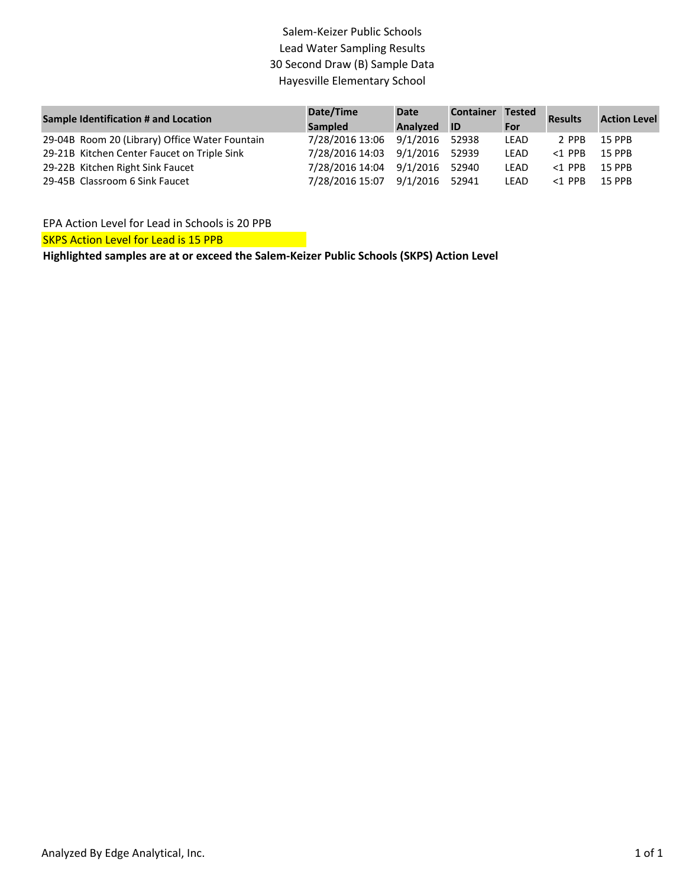# Salem-Keizer Public Schools
## Lead Water Sampling Results
## 30 Second Draw (B) Sample Data
## Hayesville Elementary School

| Sample Identification # and Location | Date/Time Sampled | Date Analyzed | Container ID | Tested For | Results | Action Level |
|---|---|---|---|---|---|---|
| 29-04B Room 20 (Library) Office Water Fountain | 7/28/2016 13:06 | 9/1/2016 | 52938 | LEAD | 2 PPB | 15 PPB |
| 29-21B Kitchen Center Faucet on Triple Sink | 7/28/2016 14:03 | 9/1/2016 | 52939 | LEAD | <1 PPB | 15 PPB |
| 29-22B Kitchen Right Sink Faucet | 7/28/2016 14:04 | 9/1/2016 | 52940 | LEAD | <1 PPB | 15 PPB |
| 29-45B Classroom 6 Sink Faucet | 7/28/2016 15:07 | 9/1/2016 | 52941 | LEAD | <1 PPB | 15 PPB |

EPA Action Level for Lead in Schools is 20 PPB

SKPS Action Level for Lead is 15 PPB

**Highlighted samples are at or exceed the Salem-Keizer Public Schools (SKPS) Action Level**

Analyzed By Edge Analytical, Inc.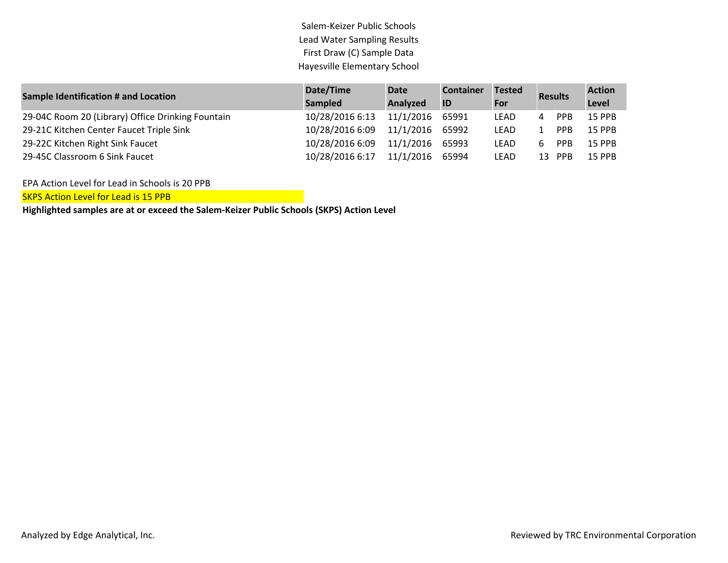Salem-Keizer Public Schools
Lead Water Sampling Results
First Draw (C) Sample Data
Hayesville Elementary School

| Sample Identification # and Location | Date/Time Sampled | Date Analyzed | Container ID | Tested For | Results | | Action Level |
|---|---|---|---|---|---|---|---|
| 29-04C Room 20 (Library) Office Drinking Fountain | 10/28/2016 6:13 | 11/1/2016 | 65991 | LEAD | 4 | PPB | 15 PPB |
| 29-21C Kitchen Center Faucet Triple Sink | 10/28/2016 6:09 | 11/1/2016 | 65992 | LEAD | 1 | PPB | 15 PPB |
| 29-22C Kitchen Right Sink Faucet | 10/28/2016 6:09 | 11/1/2016 | 65993 | LEAD | 6 | PPB | 15 PPB |
| 29-45C Classroom 6 Sink Faucet | 10/28/2016 6:17 | 11/1/2016 | 65994 | LEAD | 13 | PPB | 15 PPB |

EPA Action Level for Lead in Schools is 20 PPB

SKPS Action Level for Lead is 15 PPB

**Highlighted samples are at or exceed the Salem-Keizer Public Schools (SKPS) Action Level**

Analyzed by Edge Analytical, Inc.

Reviewed by TRC Environmental Corporation